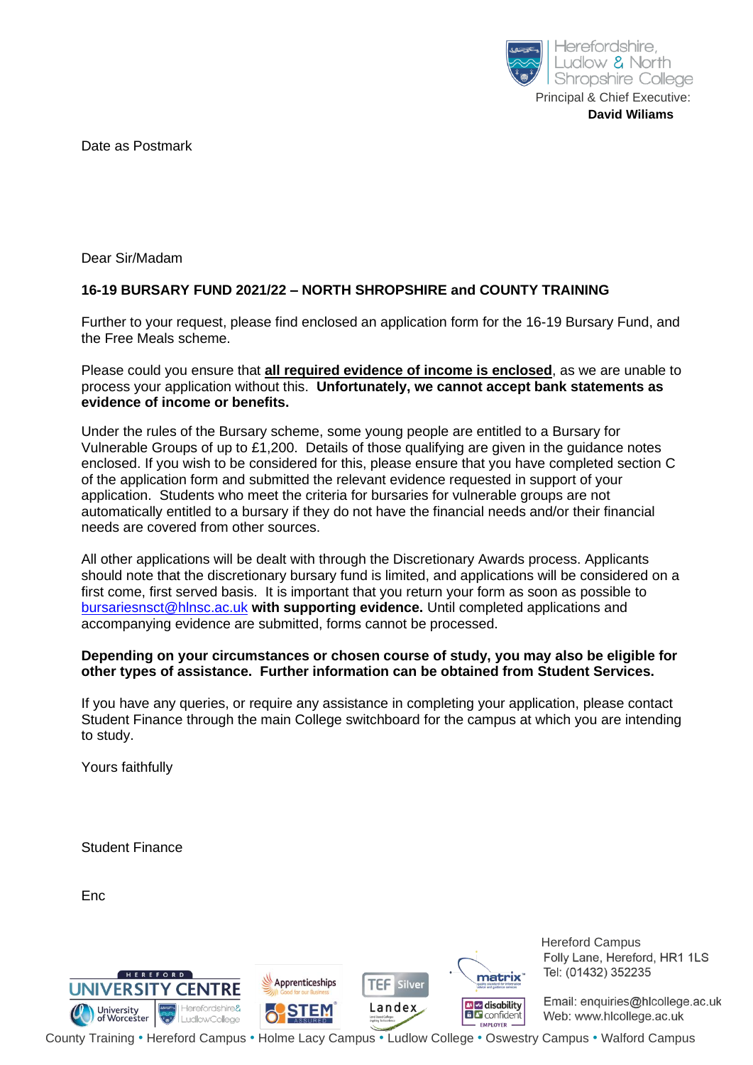Herefordshire, Ludlow & North Shropshire College

Principal & Chief Executive:
**David Wiliams**

Date as Postmark

Dear Sir/Madam

**16-19 BURSARY FUND 2021/22 – NORTH SHROPSHIRE and COUNTY TRAINING**

Further to your request, please find enclosed an application form for the 16-19 Bursary Fund, and the Free Meals scheme.

Please could you ensure that **all required evidence of income is enclosed**, as we are unable to process your application without this. **Unfortunately, we cannot accept bank statements as evidence of income or benefits.**

Under the rules of the Bursary scheme, some young people are entitled to a Bursary for Vulnerable Groups of up to £1,200. Details of those qualifying are given in the guidance notes enclosed. If you wish to be considered for this, please ensure that you have completed section C of the application form and submitted the relevant evidence requested in support of your application. Students who meet the criteria for bursaries for vulnerable groups are not automatically entitled to a bursary if they do not have the financial needs and/or their financial needs are covered from other sources.

All other applications will be dealt with through the Discretionary Awards process. Applicants should note that the discretionary bursary fund is limited, and applications will be considered on a first come, first served basis. It is important that you return your form as soon as possible to bursariesnsct@hlnsc.ac.uk **with supporting evidence.** Until completed applications and accompanying evidence are submitted, forms cannot be processed.

**Depending on your circumstances or chosen course of study, you may also be eligible for other types of assistance. Further information can be obtained from Student Services.**

If you have any queries, or require any assistance in completing your application, please contact Student Finance through the main College switchboard for the campus at which you are intending to study.

Yours faithfully

Student Finance

Enc

Hereford Campus
Folly Lane, Hereford, HR1 1LS
Tel: (01432) 352235

Email: enquiries@hlcollege.ac.uk
Web: www.hlcollege.ac.uk

County Training • Hereford Campus • Holme Lacy Campus • Ludlow College • Oswestry Campus • Walford Campus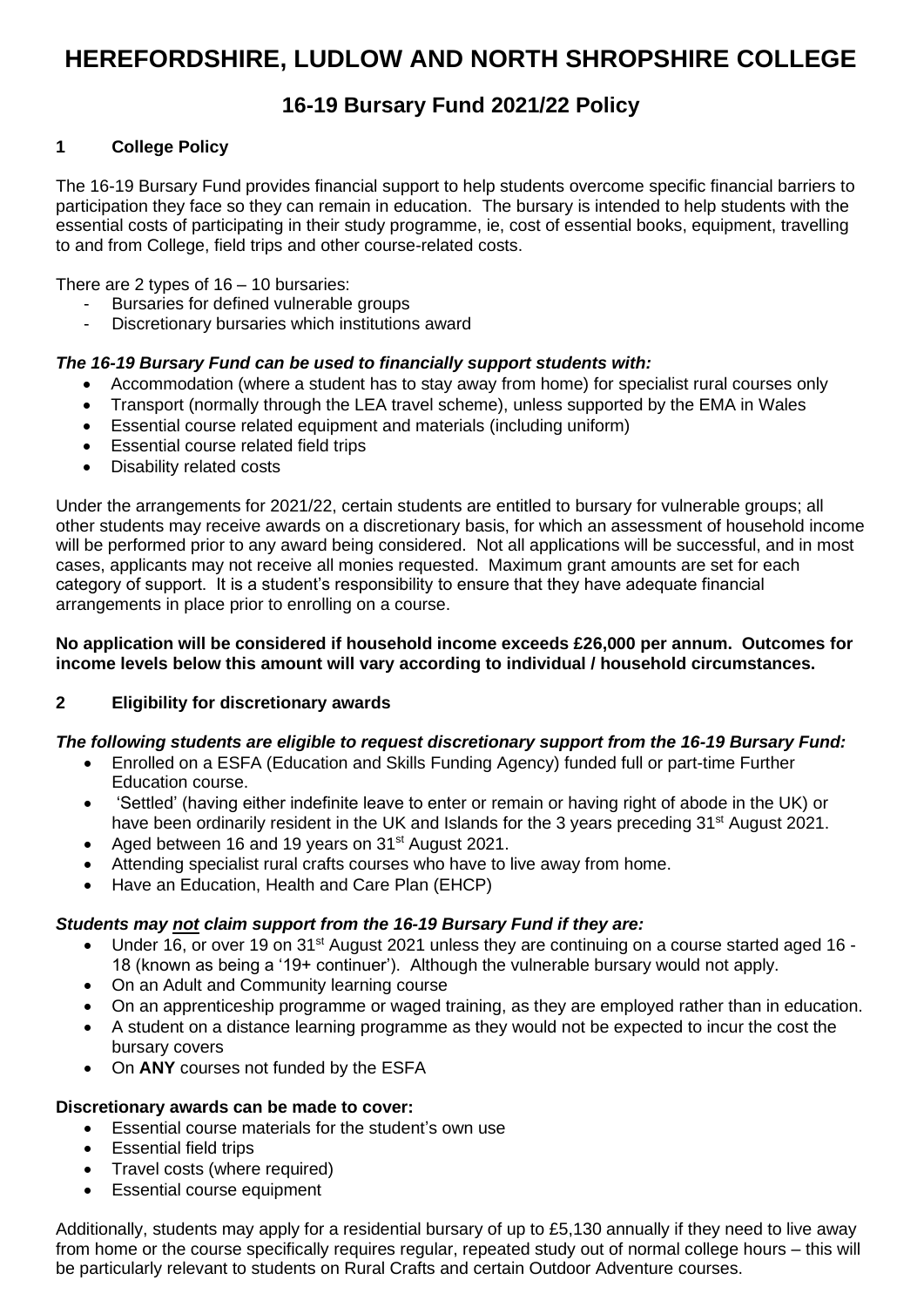# HEREFORDSHIRE, LUDLOW AND NORTH SHROPSHIRE COLLEGE

## 16-19 Bursary Fund 2021/22 Policy

### 1 College Policy

The 16-19 Bursary Fund provides financial support to help students overcome specific financial barriers to participation they face so they can remain in education. The bursary is intended to help students with the essential costs of participating in their study programme, ie, cost of essential books, equipment, travelling to and from College, field trips and other course-related costs.

There are 2 types of 16 – 10 bursaries:

- Bursaries for defined vulnerable groups
- Discretionary bursaries which institutions award

***The 16-19 Bursary Fund can be used to financially support students with:***

- Accommodation (where a student has to stay away from home) for specialist rural courses only
- Transport (normally through the LEA travel scheme), unless supported by the EMA in Wales
- Essential course related equipment and materials (including uniform)
- Essential course related field trips
- Disability related costs

Under the arrangements for 2021/22, certain students are entitled to bursary for vulnerable groups; all other students may receive awards on a discretionary basis, for which an assessment of household income will be performed prior to any award being considered. Not all applications will be successful, and in most cases, applicants may not receive all monies requested. Maximum grant amounts are set for each category of support. It is a student's responsibility to ensure that they have adequate financial arrangements in place prior to enrolling on a course.

**No application will be considered if household income exceeds £26,000 per annum. Outcomes for income levels below this amount will vary according to individual / household circumstances.**

### 2 Eligibility for discretionary awards

***The following students are eligible to request discretionary support from the 16-19 Bursary Fund:***

- Enrolled on a ESFA (Education and Skills Funding Agency) funded full or part-time Further Education course.
- 'Settled' (having either indefinite leave to enter or remain or having right of abode in the UK) or have been ordinarily resident in the UK and Islands for the 3 years preceding 31st August 2021.
- Aged between 16 and 19 years on 31st August 2021.
- Attending specialist rural crafts courses who have to live away from home.
- Have an Education, Health and Care Plan (EHCP)

***Students may <u>not</u> claim support from the 16-19 Bursary Fund if they are:***

- Under 16, or over 19 on 31st August 2021 unless they are continuing on a course started aged 16 - 18 (known as being a '19+ continuer'). Although the vulnerable bursary would not apply.
- On an Adult and Community learning course
- On an apprenticeship programme or waged training, as they are employed rather than in education.
- A student on a distance learning programme as they would not be expected to incur the cost the bursary covers
- On **ANY** courses not funded by the ESFA

**Discretionary awards can be made to cover:**

- Essential course materials for the student's own use
- Essential field trips
- Travel costs (where required)
- Essential course equipment

Additionally, students may apply for a residential bursary of up to £5,130 annually if they need to live away from home or the course specifically requires regular, repeated study out of normal college hours – this will be particularly relevant to students on Rural Crafts and certain Outdoor Adventure courses.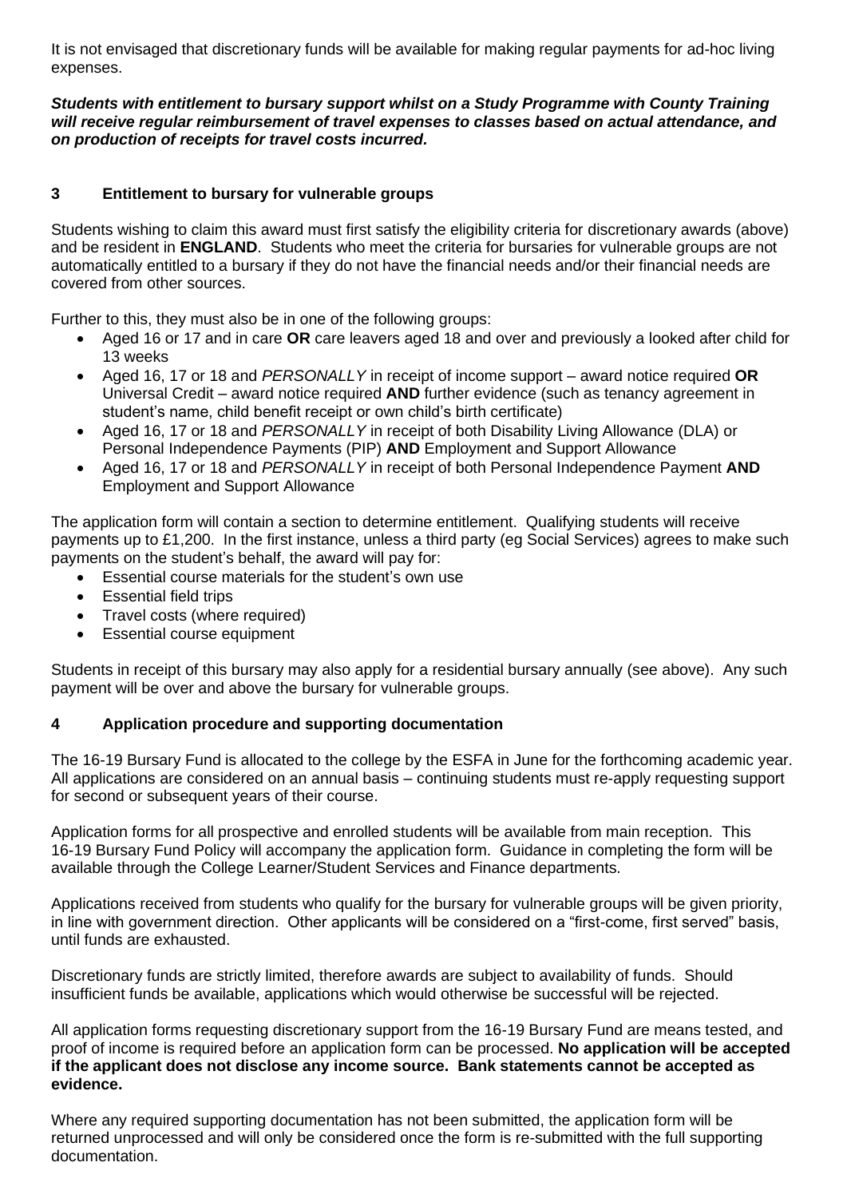It is not envisaged that discretionary funds will be available for making regular payments for ad-hoc living expenses.

***Students with entitlement to bursary support whilst on a Study Programme with County Training will receive regular reimbursement of travel expenses to classes based on actual attendance, and on production of receipts for travel costs incurred.***

## 3 Entitlement to bursary for vulnerable groups

Students wishing to claim this award must first satisfy the eligibility criteria for discretionary awards (above) and be resident in **ENGLAND**. Students who meet the criteria for bursaries for vulnerable groups are not automatically entitled to a bursary if they do not have the financial needs and/or their financial needs are covered from other sources.

Further to this, they must also be in one of the following groups:

- Aged 16 or 17 and in care **OR** care leavers aged 18 and over and previously a looked after child for 13 weeks
- Aged 16, 17 or 18 and *PERSONALLY* in receipt of income support – award notice required **OR** Universal Credit – award notice required **AND** further evidence (such as tenancy agreement in student's name, child benefit receipt or own child's birth certificate)
- Aged 16, 17 or 18 and *PERSONALLY* in receipt of both Disability Living Allowance (DLA) or Personal Independence Payments (PIP) **AND** Employment and Support Allowance
- Aged 16, 17 or 18 and *PERSONALLY* in receipt of both Personal Independence Payment **AND** Employment and Support Allowance

The application form will contain a section to determine entitlement. Qualifying students will receive payments up to £1,200. In the first instance, unless a third party (eg Social Services) agrees to make such payments on the student's behalf, the award will pay for:

- Essential course materials for the student's own use
- Essential field trips
- Travel costs (where required)
- Essential course equipment

Students in receipt of this bursary may also apply for a residential bursary annually (see above). Any such payment will be over and above the bursary for vulnerable groups.

## 4 Application procedure and supporting documentation

The 16-19 Bursary Fund is allocated to the college by the ESFA in June for the forthcoming academic year. All applications are considered on an annual basis – continuing students must re-apply requesting support for second or subsequent years of their course.

Application forms for all prospective and enrolled students will be available from main reception. This 16-19 Bursary Fund Policy will accompany the application form. Guidance in completing the form will be available through the College Learner/Student Services and Finance departments.

Applications received from students who qualify for the bursary for vulnerable groups will be given priority, in line with government direction. Other applicants will be considered on a "first-come, first served" basis, until funds are exhausted.

Discretionary funds are strictly limited, therefore awards are subject to availability of funds. Should insufficient funds be available, applications which would otherwise be successful will be rejected.

All application forms requesting discretionary support from the 16-19 Bursary Fund are means tested, and proof of income is required before an application form can be processed. **No application will be accepted if the applicant does not disclose any income source. Bank statements cannot be accepted as evidence.**

Where any required supporting documentation has not been submitted, the application form will be returned unprocessed and will only be considered once the form is re-submitted with the full supporting documentation.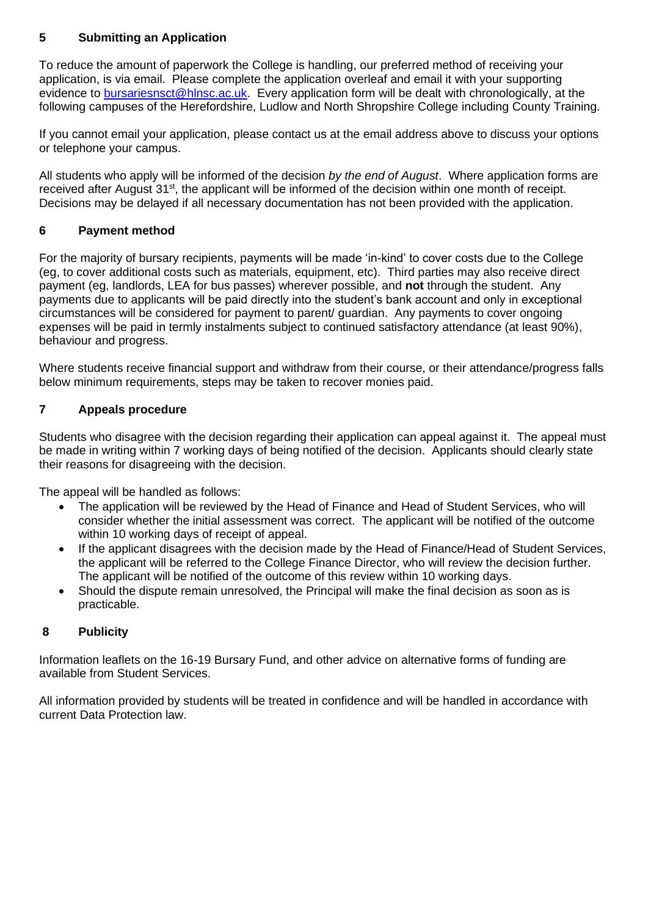## 5 Submitting an Application

To reduce the amount of paperwork the College is handling, our preferred method of receiving your application, is via email. Please complete the application overleaf and email it with your supporting evidence to bursariesnsct@hlnsc.ac.uk. Every application form will be dealt with chronologically, at the following campuses of the Herefordshire, Ludlow and North Shropshire College including County Training.

If you cannot email your application, please contact us at the email address above to discuss your options or telephone your campus.

All students who apply will be informed of the decision *by the end of August*. Where application forms are received after August 31st, the applicant will be informed of the decision within one month of receipt. Decisions may be delayed if all necessary documentation has not been provided with the application.

## 6 Payment method

For the majority of bursary recipients, payments will be made 'in-kind' to cover costs due to the College (eg, to cover additional costs such as materials, equipment, etc). Third parties may also receive direct payment (eg, landlords, LEA for bus passes) wherever possible, and **not** through the student. Any payments due to applicants will be paid directly into the student's bank account and only in exceptional circumstances will be considered for payment to parent/ guardian. Any payments to cover ongoing expenses will be paid in termly instalments subject to continued satisfactory attendance (at least 90%), behaviour and progress.

Where students receive financial support and withdraw from their course, or their attendance/progress falls below minimum requirements, steps may be taken to recover monies paid.

## 7 Appeals procedure

Students who disagree with the decision regarding their application can appeal against it. The appeal must be made in writing within 7 working days of being notified of the decision. Applicants should clearly state their reasons for disagreeing with the decision.

The appeal will be handled as follows:

- The application will be reviewed by the Head of Finance and Head of Student Services, who will consider whether the initial assessment was correct. The applicant will be notified of the outcome within 10 working days of receipt of appeal.
- If the applicant disagrees with the decision made by the Head of Finance/Head of Student Services, the applicant will be referred to the College Finance Director, who will review the decision further. The applicant will be notified of the outcome of this review within 10 working days.
- Should the dispute remain unresolved, the Principal will make the final decision as soon as is practicable.

## 8 Publicity

Information leaflets on the 16-19 Bursary Fund, and other advice on alternative forms of funding are available from Student Services.

All information provided by students will be treated in confidence and will be handled in accordance with current Data Protection law.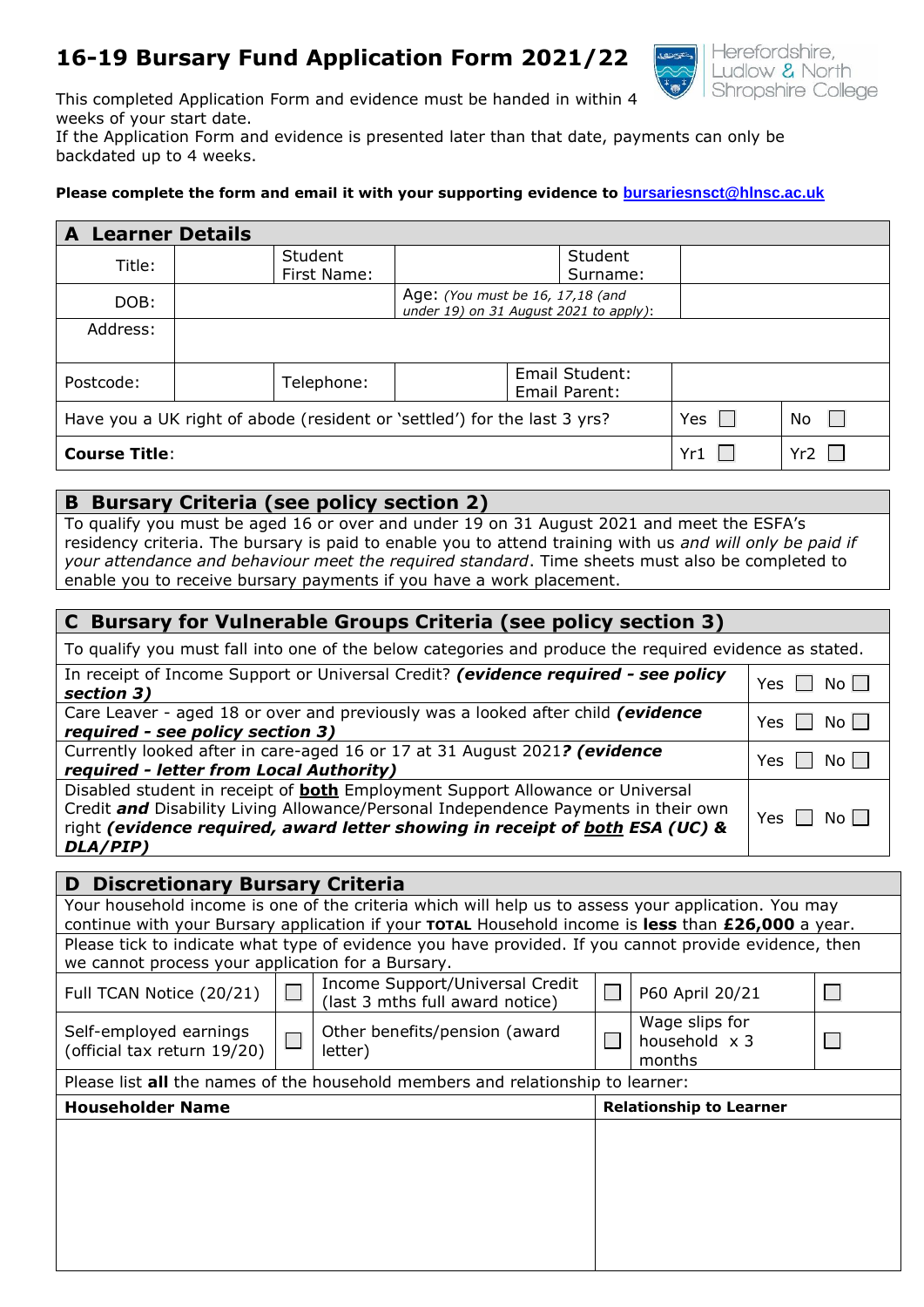# 16-19 Bursary Fund Application Form 2021/22

Herefordshire, Ludlow & North Shropshire College

This completed Application Form and evidence must be handed in within 4 weeks of your start date.
If the Application Form and evidence is presented later than that date, payments can only be backdated up to 4 weeks.

**Please complete the form and email it with your supporting evidence to bursariesnsct@hlnsc.ac.uk**

## A Learner Details

| Title: | | Student First Name: | | Student Surname: | |
|---|---|---|---|---|---|
| DOB: | | Age: *(You must be 16, 17,18 (and under 19) on 31 August 2021 to apply)*: | | | |
| Address: | | | | | |
| Postcode: | | Telephone: | | Email Student: Email Parent: | |
| Have you a UK right of abode (resident or 'settled') for the last 3 yrs? | | | | Yes ☐ | No ☐ |
| **Course Title**: | | | | Yr1 ☐ | Yr2 ☐ |

## B Bursary Criteria (see policy section 2)

To qualify you must be aged 16 or over and under 19 on 31 August 2021 and meet the ESFA's residency criteria. The bursary is paid to enable you to attend training with us *and will only be paid if your attendance and behaviour meet the required standard*. Time sheets must also be completed to enable you to receive bursary payments if you have a work placement.

## C Bursary for Vulnerable Groups Criteria (see policy section 3)

To qualify you must fall into one of the below categories and produce the required evidence as stated.

| | |
|---|---|
| In receipt of Income Support or Universal Credit? ***(evidence required - see policy section 3)*** | Yes ☐ No ☐ |
| Care Leaver - aged 18 or over and previously was a looked after child ***(evidence required - see policy section 3)*** | Yes ☐ No ☐ |
| Currently looked after in care-aged 16 or 17 at 31 August 2021***? (evidence required - letter from Local Authority)*** | Yes ☐ No ☐ |
| Disabled student in receipt of **both** Employment Support Allowance or Universal Credit ***and*** Disability Living Allowance/Personal Independence Payments in their own right ***(evidence required, award letter showing in receipt of both ESA (UC) & DLA/PIP)*** | Yes ☐ No ☐ |

## D Discretionary Bursary Criteria

Your household income is one of the criteria which will help us to assess your application. You may continue with your Bursary application if your **TOTAL** Household income is **less** than **£26,000** a year.

Please tick to indicate what type of evidence you have provided. If you cannot provide evidence, then we cannot process your application for a Bursary.

| | | | | | |
|---|---|---|---|---|---|
| Full TCAN Notice (20/21) | ☐ | Income Support/Universal Credit (last 3 mths full award notice) | ☐ | P60 April 20/21 | ☐ |
| Self-employed earnings (official tax return 19/20) | ☐ | Other benefits/pension (award letter) | ☐ | Wage slips for household x 3 months | ☐ |

Please list **all** the names of the household members and relationship to learner:

| **Householder Name** | **Relationship to Learner** |
|---|---|
| | |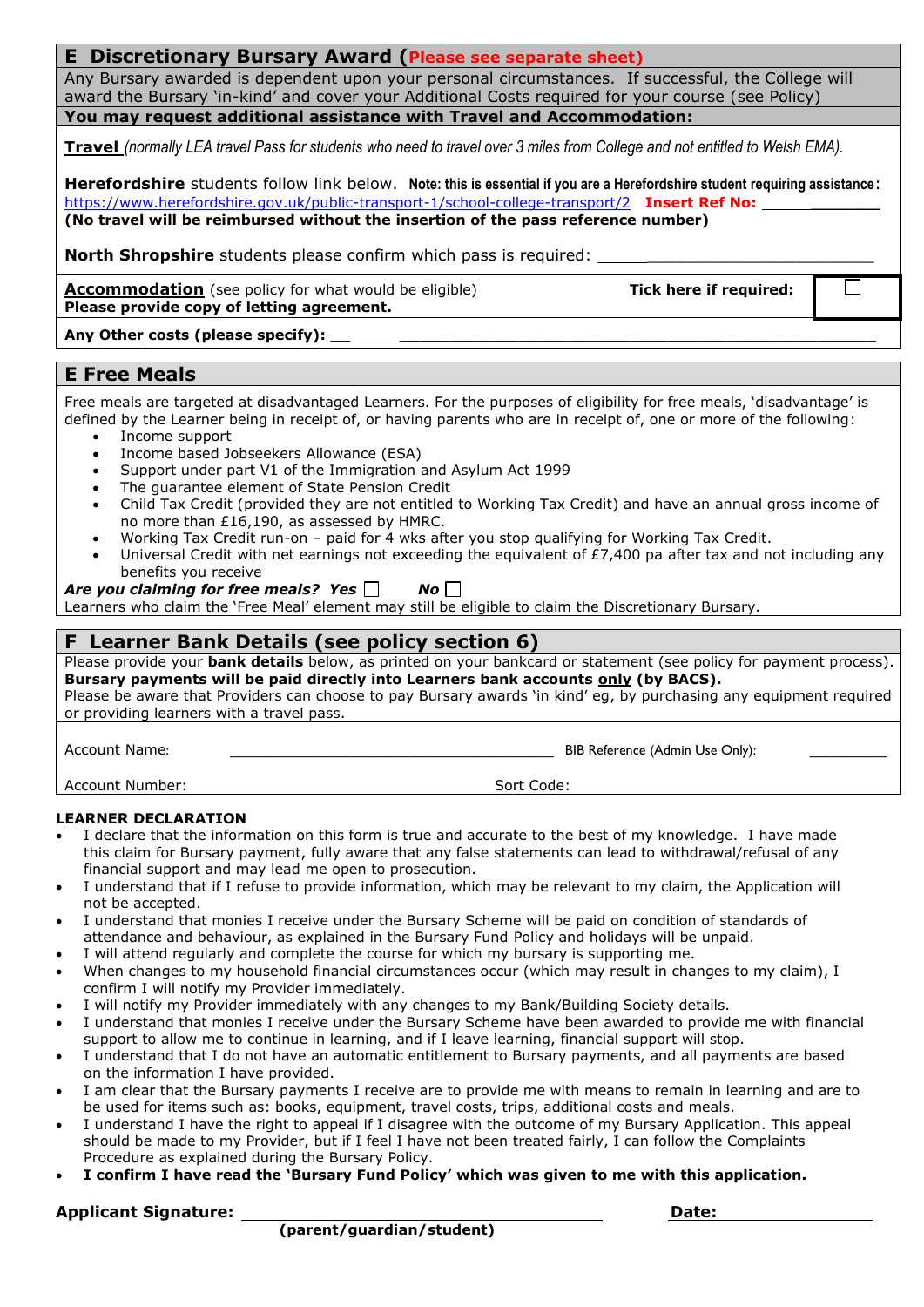## E Discretionary Bursary Award (Please see separate sheet)

Any Bursary awarded is dependent upon your personal circumstances. If successful, the College will award the Bursary 'in-kind' and cover your Additional Costs required for your course (see Policy)

**You may request additional assistance with Travel and Accommodation:**

**Travel** *(normally LEA travel Pass for students who need to travel over 3 miles from College and not entitled to Welsh EMA).*

**Herefordshire** students follow link below. **Note: this is essential if you are a Herefordshire student requiring assistance:**
https://www.herefordshire.gov.uk/public-transport-1/school-college-transport/2 **Insert Ref No:** ______________
**(No travel will be reimbursed without the insertion of the pass reference number)**

**North Shropshire** students please confirm which pass is required: ________________________________

**Accommodation** (see policy for what would be eligible) **Tick here if required:** ☐
**Please provide copy of letting agreement.**

**Any Other costs (please specify):** ________________________________________________________

## E Free Meals

Free meals are targeted at disadvantaged Learners. For the purposes of eligibility for free meals, 'disadvantage' is defined by the Learner being in receipt of, or having parents who are in receipt of, one or more of the following:

- Income support
- Income based Jobseekers Allowance (ESA)
- Support under part V1 of the Immigration and Asylum Act 1999
- The guarantee element of State Pension Credit
- Child Tax Credit (provided they are not entitled to Working Tax Credit) and have an annual gross income of no more than £16,190, as assessed by HMRC.
- Working Tax Credit run-on – paid for 4 wks after you stop qualifying for Working Tax Credit.
- Universal Credit with net earnings not exceeding the equivalent of £7,400 pa after tax and not including any benefits you receive

***Are you claiming for free meals? Yes*** ☐ ***No*** ☐

Learners who claim the 'Free Meal' element may still be eligible to claim the Discretionary Bursary.

## F Learner Bank Details (see policy section 6)

Please provide your **bank details** below, as printed on your bankcard or statement (see policy for payment process).
**Bursary payments will be paid directly into Learners bank accounts only (by BACS).**
Please be aware that Providers can choose to pay Bursary awards 'in kind' eg, by purchasing any equipment required or providing learners with a travel pass.

Account Name: ________________________________ BIB Reference (Admin Use Only): __________

Account Number: Sort Code:

**LEARNER DECLARATION**

- I declare that the information on this form is true and accurate to the best of my knowledge. I have made this claim for Bursary payment, fully aware that any false statements can lead to withdrawal/refusal of any financial support and may lead me open to prosecution.
- I understand that if I refuse to provide information, which may be relevant to my claim, the Application will not be accepted.
- I understand that monies I receive under the Bursary Scheme will be paid on condition of standards of attendance and behaviour, as explained in the Bursary Fund Policy and holidays will be unpaid.
- I will attend regularly and complete the course for which my bursary is supporting me.
- When changes to my household financial circumstances occur (which may result in changes to my claim), I confirm I will notify my Provider immediately.
- I will notify my Provider immediately with any changes to my Bank/Building Society details.
- I understand that monies I receive under the Bursary Scheme have been awarded to provide me with financial support to allow me to continue in learning, and if I leave learning, financial support will stop.
- I understand that I do not have an automatic entitlement to Bursary payments, and all payments are based on the information I have provided.
- I am clear that the Bursary payments I receive are to provide me with means to remain in learning and are to be used for items such as: books, equipment, travel costs, trips, additional costs and meals.
- I understand I have the right to appeal if I disagree with the outcome of my Bursary Application. This appeal should be made to my Provider, but if I feel I have not been treated fairly, I can follow the Complaints Procedure as explained during the Bursary Policy.
- **I confirm I have read the 'Bursary Fund Policy' which was given to me with this application.**

**Applicant Signature:** ________________________________ **Date:** ______________
**(parent/guardian/student)**